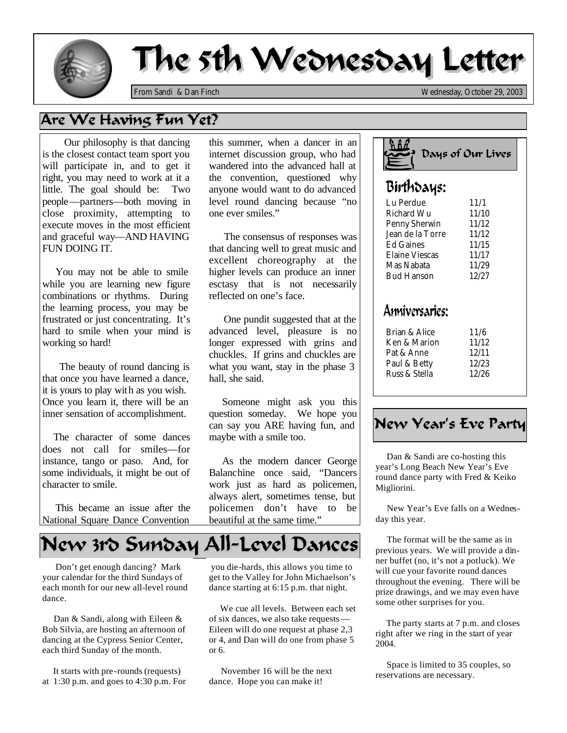# The 5th Wednesday Letter

From Sandi & Dan Finch — Wednesday, October 29, 2003

## Are We Having Fun Yet?

Our philosophy is that dancing is the closest contact team sport you will participate in, and to get it right, you may need to work at it a little. The goal should be: Two people—partners—both moving in close proximity, attempting to execute moves in the most efficient and graceful way—AND HAVING FUN DOING IT.

You may not be able to smile while you are learning new figure combinations or rhythms. During the learning process, you may be frustrated or just concentrating. It's hard to smile when your mind is working so hard!

The beauty of round dancing is that once you have learned a dance, it is yours to play with as you wish. Once you learn it, there will be an inner sensation of accomplishment.

The character of some dances does not call for smiles—for instance, tango or paso. And, for some individuals, it might be out of character to smile.

This became an issue after the National Square Dance Convention this summer, when a dancer in an internet discussion group, who had wandered into the advanced hall at the convention, questioned why anyone would want to do advanced level round dancing because "no one ever smiles."

The consensus of responses was that dancing well to great music and excellent choreography at the higher levels can produce an inner esctasy that is not necessarily reflected on one's face.

One pundit suggested that at the advanced level, pleasure is no longer expressed with grins and chuckles. If grins and chuckles are what you want, stay in the phase 3 hall, she said.

Someone might ask you this question someday. We hope you can say you ARE having fun, and maybe with a smile too.

As the modern dancer George Balanchine once said, "Dancers work just as hard as policemen, always alert, sometimes tense, but policemen don't have to be beautiful at the same time."

## New 3rd Sunday All-Level Dances

Don't get enough dancing? Mark your calendar for the third Sundays of each month for our new all-level round dance.

Dan & Sandi, along with Eileen & Bob Silvia, are hosting an afternoon of dancing at the Cypress Senior Center, each third Sunday of the month.

It starts with pre-rounds (requests) at 1:30 p.m. and goes to 4:30 p.m. For you die-hards, this allows you time to get to the Valley for John Michaelson's dance starting at 6:15 p.m. that night.

We cue all levels. Between each set of six dances, we also take requests—Eileen will do one request at phase 2,3 or 4, and Dan will do one from phase 5 or 6.

November 16 will be the next dance. Hope you can make it!

## Days of Our Lives

### Birthdays:

| | |
|---|---|
| Lu Perdue | 11/1 |
| Richard Wu | 11/10 |
| Penny Sherwin | 11/12 |
| Jean de la Torre | 11/12 |
| Ed Gaines | 11/15 |
| Elaine Viescas | 11/17 |
| Mas Nabata | 11/29 |
| Bud Hanson | 12/27 |

### Anniversaries:

| | |
|---|---|
| Brian & Alice | 11/6 |
| Ken & Marion | 11/12 |
| Pat & Anne | 12/11 |
| Paul & Betty | 12/23 |
| Russ & Stella | 12/26 |

## New Year's Eve Party

Dan & Sandi are co-hosting this year's Long Beach New Year's Eve round dance party with Fred & Keiko Migliorini.

New Year's Eve falls on a Wednesday this year.

The format will be the same as in previous years. We will provide a dinner buffet (no, it's not a potluck). We will cue your favorite round dances throughout the evening. There will be prize drawings, and we may even have some other surprises for you.

The party starts at 7 p.m. and closes right after we ring in the start of year 2004.

Space is limited to 35 couples, so reservations are necessary.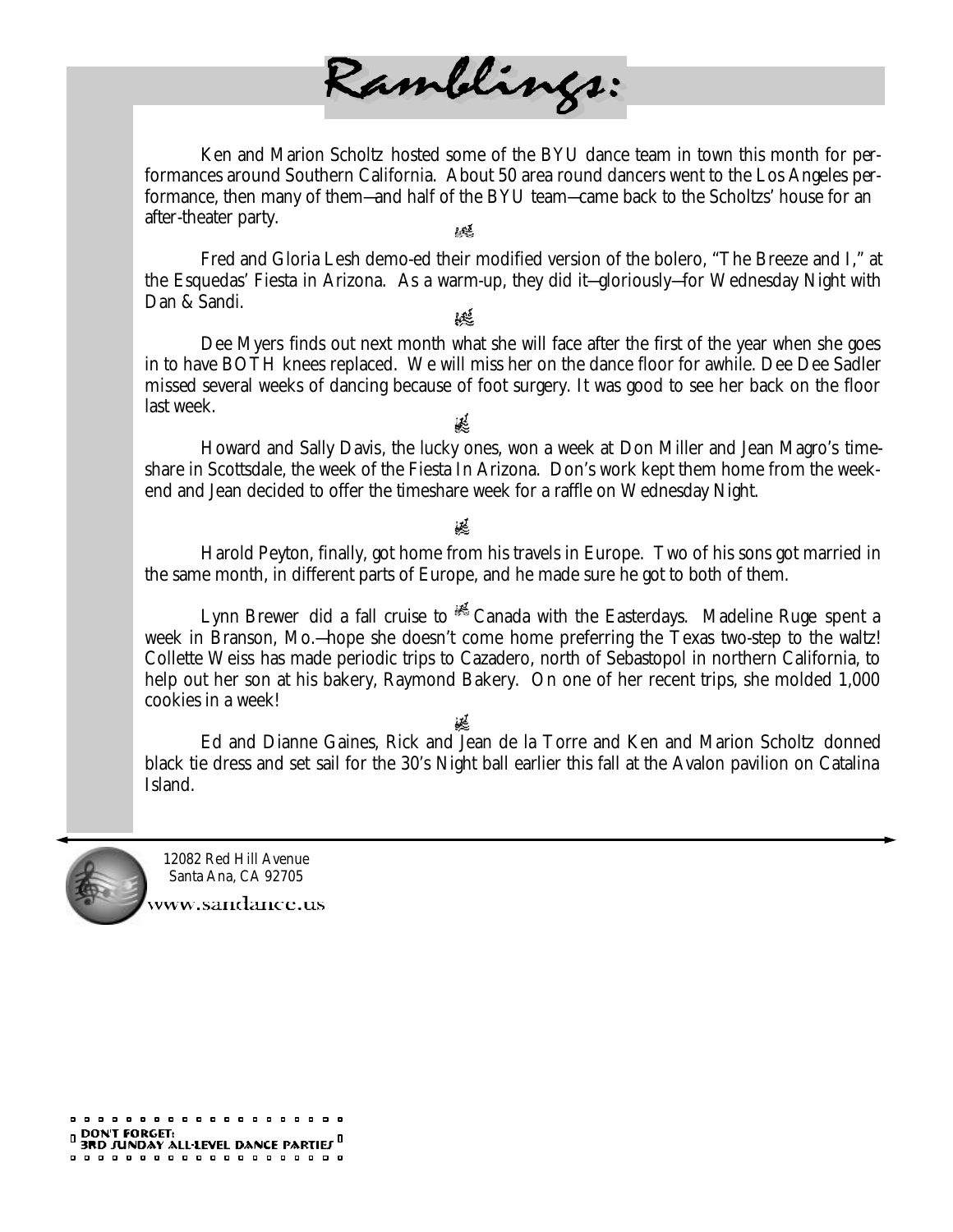# Ramblings:

Ken and Marion Scholtz hosted some of the BYU dance team in town this month for performances around Southern California. About 50 area round dancers went to the Los Angeles performance, then many of them—and half of the BYU team—came back to the Scholtzs' house for an after-theater party.

Fred and Gloria Lesh demo-ed their modified version of the bolero, "The Breeze and I," at the Esquedas' Fiesta in Arizona. As a warm-up, they did it—gloriously—for Wednesday Night with Dan & Sandi.

Dee Myers finds out next month what she will face after the first of the year when she goes in to have BOTH knees replaced. We will miss her on the dance floor for awhile. Dee Dee Sadler missed several weeks of dancing because of foot surgery. It was good to see her back on the floor last week.

Howard and Sally Davis, the lucky ones, won a week at Don Miller and Jean Magro's timeshare in Scottsdale, the week of the Fiesta In Arizona. Don's work kept them home from the weekend and Jean decided to offer the timeshare week for a raffle on Wednesday Night.

Harold Peyton, finally, got home from his travels in Europe. Two of his sons got married in the same month, in different parts of Europe, and he made sure he got to both of them.

Lynn Brewer did a fall cruise to Canada with the Easterdays. Madeline Ruge spent a week in Branson, Mo.—hope she doesn't come home preferring the Texas two-step to the waltz! Collette Weiss has made periodic trips to Cazadero, north of Sebastopol in northern California, to help out her son at his bakery, Raymond Bakery. On one of her recent trips, she molded 1,000 cookies in a week!

Ed and Dianne Gaines, Rick and Jean de la Torre and Ken and Marion Scholtz donned black tie dress and set sail for the 30's Night ball earlier this fall at the Avalon pavilion on Catalina Island.

12082 Red Hill Avenue
Santa Ana, CA 92705
www.sandance.us

**DON'T FORGET:**
**3RD SUNDAY ALL-LEVEL DANCE PARTIES**